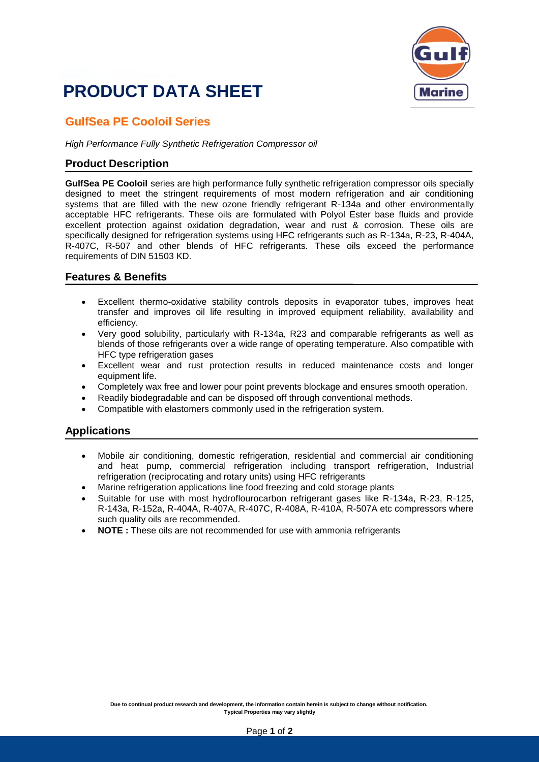# PRODUCT DATA SHEET

## GulfSea PE Cooloil Series

*High Performance Fully Synthetic Refrigeration Compressor oil*

### Product Description

**GulfSea PE Cooloil** series are high performance fully synthetic refrigeration compressor oils specially designed to meet the stringent requirements of most modern refrigeration and air conditioning systems that are filled with the new ozone friendly refrigerant R-134a and other environmentally acceptable HFC refrigerants. These oils are formulated with Polyol Ester base fluids and provide excellent protection against oxidation degradation, wear and rust & corrosion. These oils are specifically designed for refrigeration systems using HFC refrigerants such as R-134a, R-23, R-404A, R-407C, R-507 and other blends of HFC refrigerants. These oils exceed the performance requirements of DIN 51503 KD.

### Features & Benefits

- Excellent thermo-oxidative stability controls deposits in evaporator tubes, improves heat transfer and improves oil life resulting in improved equipment reliability, availability and efficiency.
- Very good solubility, particularly with R-134a, R23 and comparable refrigerants as well as blends of those refrigerants over a wide range of operating temperature. Also compatible with HFC type refrigeration gases
- Excellent wear and rust protection results in reduced maintenance costs and longer equipment life.
- Completely wax free and lower pour point prevents blockage and ensures smooth operation.
- Readily biodegradable and can be disposed off through conventional methods.
- Compatible with elastomers commonly used in the refrigeration system.

### Applications

- Mobile air conditioning, domestic refrigeration, residential and commercial air conditioning and heat pump, commercial refrigeration including transport refrigeration, Industrial refrigeration (reciprocating and rotary units) using HFC refrigerants
- Marine refrigeration applications line food freezing and cold storage plants
- Suitable for use with most hydroflourocarbon refrigerant gases like R-134a, R-23, R-125, R-143a, R-152a, R-404A, R-407A, R-407C, R-408A, R-410A, R-507A etc compressors where such quality oils are recommended.
- **NOTE :** These oils are not recommended for use with ammonia refrigerants

**Due to continual product research and development, the information contain herein is subject to change without notification. Typical Properties may vary slightly**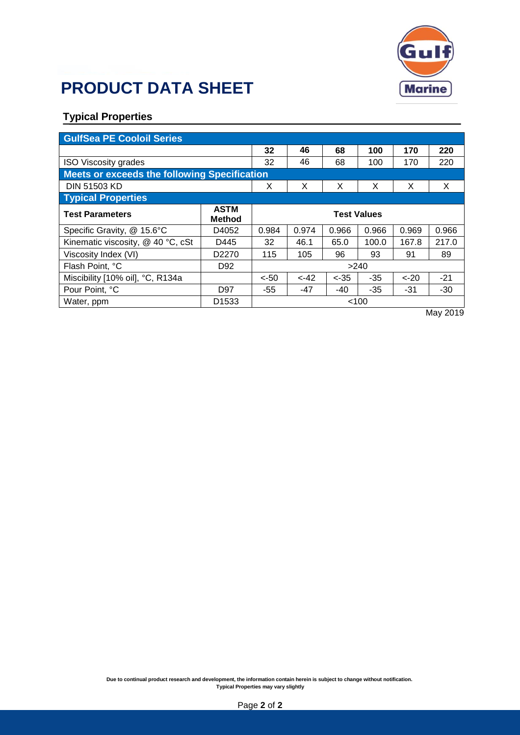# PRODUCT DATA SHEET

## Typical Properties

| GulfSea PE Cooloil Series | | | | | | | |
|---|---|---|---|---|---|---|---|
| | | **32** | **46** | **68** | **100** | **170** | **220** |
| ISO Viscosity grades | | 32 | 46 | 68 | 100 | 170 | 220 |
| **Meets or exceeds the following Specification** | | | | | | | |
| DIN 51503 KD | | X | X | X | X | X | X |
| **Typical Properties** | | | | | | | |
| **Test Parameters** | **ASTM Method** | **Test Values** | | | | | |
| Specific Gravity, @ 15.6°C | D4052 | 0.984 | 0.974 | 0.966 | 0.966 | 0.969 | 0.966 |
| Kinematic viscosity, @ 40 °C, cSt | D445 | 32 | 46.1 | 65.0 | 100.0 | 167.8 | 217.0 |
| Viscosity Index (VI) | D2270 | 115 | 105 | 96 | 93 | 91 | 89 |
| Flash Point, °C | D92 | >240 | | | | | |
| Miscibility [10% oil], °C, R134a | | <-50 | <-42 | <-35 | -35 | <-20 | -21 |
| Pour Point, °C | D97 | -55 | -47 | -40 | -35 | -31 | -30 |
| Water, ppm | D1533 | <100 | | | | | |

May 2019

**Due to continual product research and development, the information contain herein is subject to change without notification.**
**Typical Properties may vary slightly**